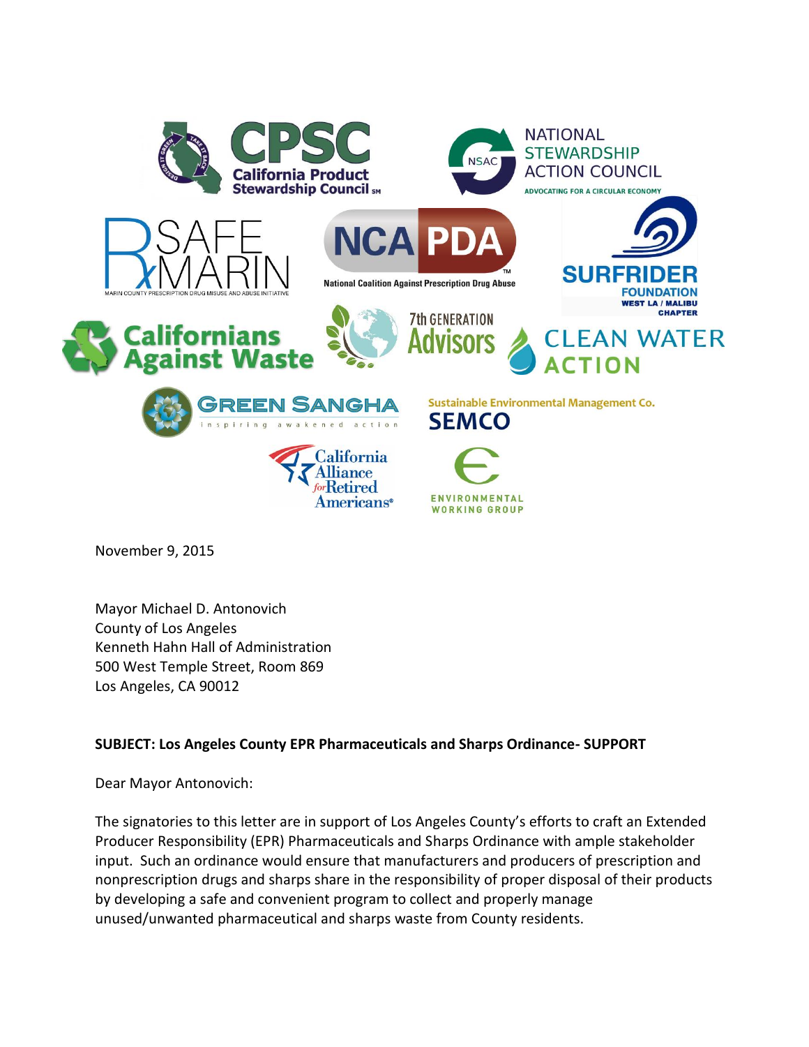November 9, 2015

Mayor Michael D. Antonovich
County of Los Angeles
Kenneth Hahn Hall of Administration
500 West Temple Street, Room 869
Los Angeles, CA 90012

**SUBJECT: Los Angeles County EPR Pharmaceuticals and Sharps Ordinance- SUPPORT**

Dear Mayor Antonovich:

The signatories to this letter are in support of Los Angeles County's efforts to craft an Extended Producer Responsibility (EPR) Pharmaceuticals and Sharps Ordinance with ample stakeholder input. Such an ordinance would ensure that manufacturers and producers of prescription and nonprescription drugs and sharps share in the responsibility of proper disposal of their products by developing a safe and convenient program to collect and properly manage unused/unwanted pharmaceutical and sharps waste from County residents.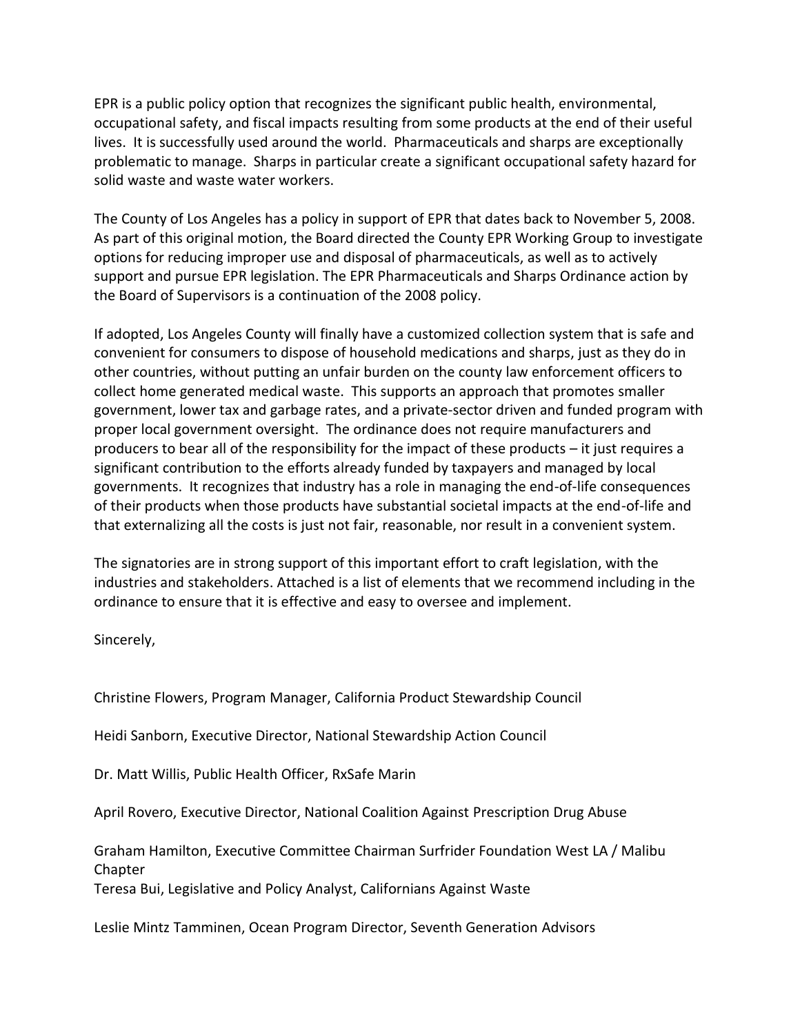EPR is a public policy option that recognizes the significant public health, environmental, occupational safety, and fiscal impacts resulting from some products at the end of their useful lives. It is successfully used around the world. Pharmaceuticals and sharps are exceptionally problematic to manage. Sharps in particular create a significant occupational safety hazard for solid waste and waste water workers.

The County of Los Angeles has a policy in support of EPR that dates back to November 5, 2008. As part of this original motion, the Board directed the County EPR Working Group to investigate options for reducing improper use and disposal of pharmaceuticals, as well as to actively support and pursue EPR legislation. The EPR Pharmaceuticals and Sharps Ordinance action by the Board of Supervisors is a continuation of the 2008 policy.

If adopted, Los Angeles County will finally have a customized collection system that is safe and convenient for consumers to dispose of household medications and sharps, just as they do in other countries, without putting an unfair burden on the county law enforcement officers to collect home generated medical waste. This supports an approach that promotes smaller government, lower tax and garbage rates, and a private-sector driven and funded program with proper local government oversight. The ordinance does not require manufacturers and producers to bear all of the responsibility for the impact of these products – it just requires a significant contribution to the efforts already funded by taxpayers and managed by local governments. It recognizes that industry has a role in managing the end-of-life consequences of their products when those products have substantial societal impacts at the end-of-life and that externalizing all the costs is just not fair, reasonable, nor result in a convenient system.

The signatories are in strong support of this important effort to craft legislation, with the industries and stakeholders. Attached is a list of elements that we recommend including in the ordinance to ensure that it is effective and easy to oversee and implement.

Sincerely,

Christine Flowers, Program Manager, California Product Stewardship Council

Heidi Sanborn, Executive Director, National Stewardship Action Council

Dr. Matt Willis, Public Health Officer, RxSafe Marin

April Rovero, Executive Director, National Coalition Against Prescription Drug Abuse

Graham Hamilton, Executive Committee Chairman Surfrider Foundation West LA / Malibu Chapter

Teresa Bui, Legislative and Policy Analyst, Californians Against Waste

Leslie Mintz Tamminen, Ocean Program Director, Seventh Generation Advisors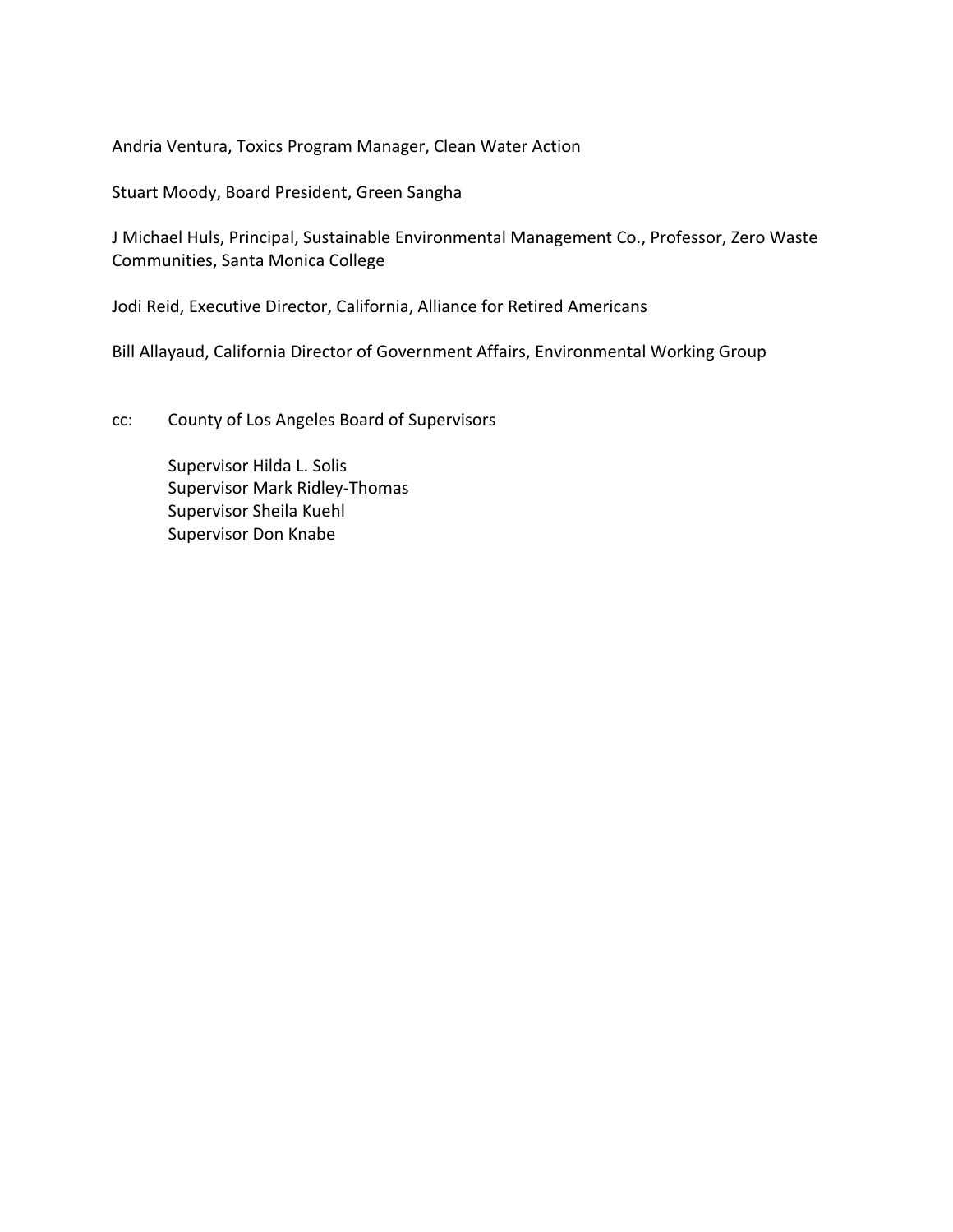Andria Ventura, Toxics Program Manager, Clean Water Action

Stuart Moody, Board President, Green Sangha

J Michael Huls, Principal, Sustainable Environmental Management Co., Professor, Zero Waste Communities, Santa Monica College

Jodi Reid, Executive Director, California, Alliance for Retired Americans

Bill Allayaud, California Director of Government Affairs, Environmental Working Group

cc: County of Los Angeles Board of Supervisors

Supervisor Hilda L. Solis
Supervisor Mark Ridley-Thomas
Supervisor Sheila Kuehl
Supervisor Don Knabe